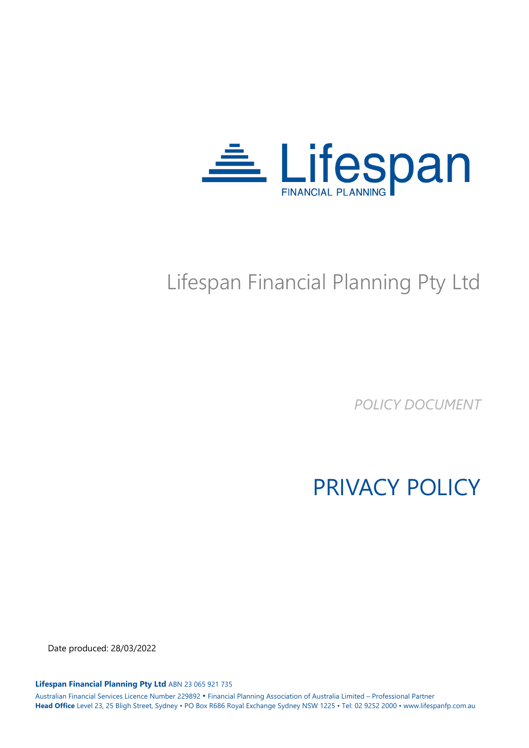Lifespan
FINANCIAL PLANNING

# Lifespan Financial Planning Pty Ltd

*POLICY DOCUMENT*

# PRIVACY POLICY

Date produced: 28/03/2022

**Lifespan Financial Planning Pty Ltd** ABN 23 065 921 735

Australian Financial Services Licence Number 229892 • Financial Planning Association of Australia Limited – Professional Partner

**Head Office** Level 23, 25 Bligh Street, Sydney • PO Box R686 Royal Exchange Sydney NSW 1225 • Tel: 02 9252 2000 • www.lifespanfp.com.au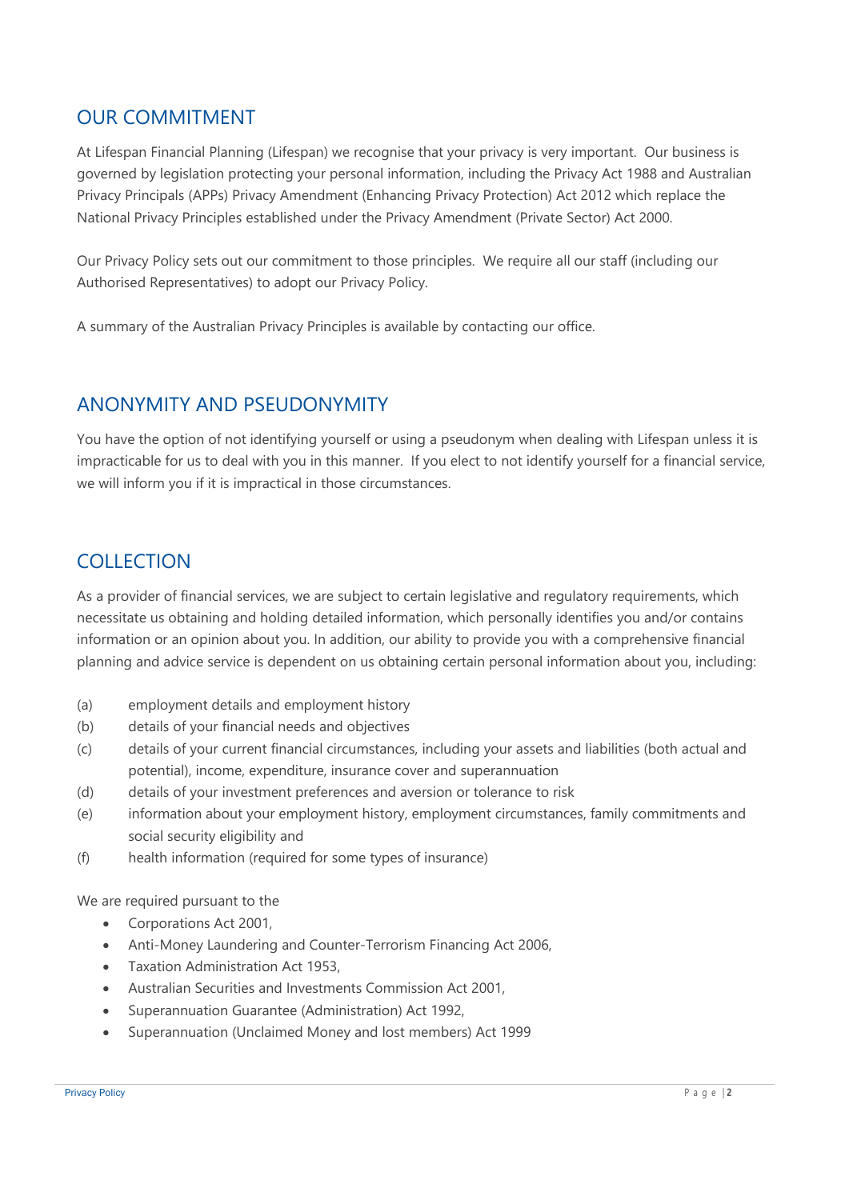## OUR COMMITMENT

At Lifespan Financial Planning (Lifespan) we recognise that your privacy is very important. Our business is governed by legislation protecting your personal information, including the Privacy Act 1988 and Australian Privacy Principals (APPs) Privacy Amendment (Enhancing Privacy Protection) Act 2012 which replace the National Privacy Principles established under the Privacy Amendment (Private Sector) Act 2000.

Our Privacy Policy sets out our commitment to those principles. We require all our staff (including our Authorised Representatives) to adopt our Privacy Policy.

A summary of the Australian Privacy Principles is available by contacting our office.

## ANONYMITY AND PSEUDONYMITY

You have the option of not identifying yourself or using a pseudonym when dealing with Lifespan unless it is impracticable for us to deal with you in this manner. If you elect to not identify yourself for a financial service, we will inform you if it is impractical in those circumstances.

## COLLECTION

As a provider of financial services, we are subject to certain legislative and regulatory requirements, which necessitate us obtaining and holding detailed information, which personally identifies you and/or contains information or an opinion about you. In addition, our ability to provide you with a comprehensive financial planning and advice service is dependent on us obtaining certain personal information about you, including:

(a) employment details and employment history

(b) details of your financial needs and objectives

(c) details of your current financial circumstances, including your assets and liabilities (both actual and potential), income, expenditure, insurance cover and superannuation

(d) details of your investment preferences and aversion or tolerance to risk

(e) information about your employment history, employment circumstances, family commitments and social security eligibility and

(f) health information (required for some types of insurance)

We are required pursuant to the

- Corporations Act 2001,
- Anti-Money Laundering and Counter-Terrorism Financing Act 2006,
- Taxation Administration Act 1953,
- Australian Securities and Investments Commission Act 2001,
- Superannuation Guarantee (Administration) Act 1992,
- Superannuation (Unclaimed Money and lost members) Act 1999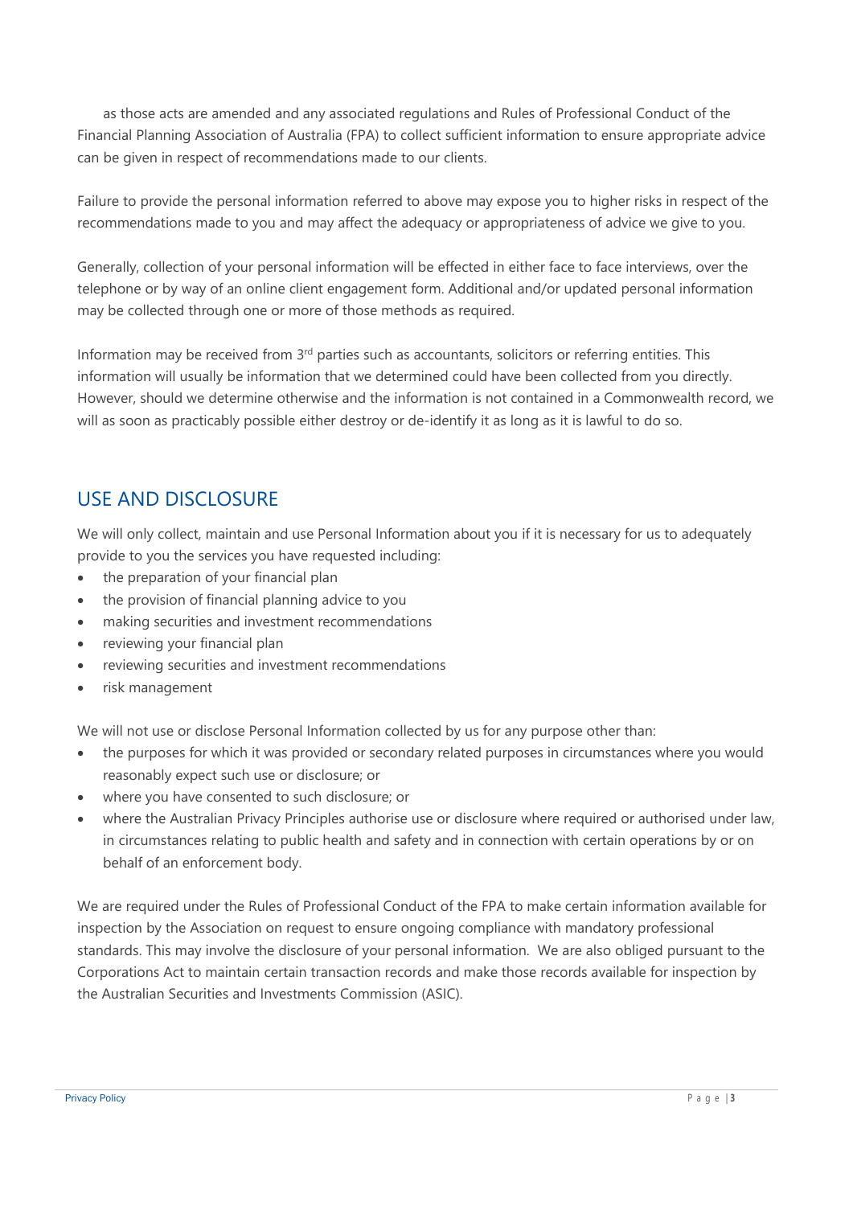as those acts are amended and any associated regulations and Rules of Professional Conduct of the Financial Planning Association of Australia (FPA) to collect sufficient information to ensure appropriate advice can be given in respect of recommendations made to our clients.

Failure to provide the personal information referred to above may expose you to higher risks in respect of the recommendations made to you and may affect the adequacy or appropriateness of advice we give to you.

Generally, collection of your personal information will be effected in either face to face interviews, over the telephone or by way of an online client engagement form. Additional and/or updated personal information may be collected through one or more of those methods as required.

Information may be received from 3rd parties such as accountants, solicitors or referring entities. This information will usually be information that we determined could have been collected from you directly. However, should we determine otherwise and the information is not contained in a Commonwealth record, we will as soon as practicably possible either destroy or de-identify it as long as it is lawful to do so.

## USE AND DISCLOSURE

We will only collect, maintain and use Personal Information about you if it is necessary for us to adequately provide to you the services you have requested including:

- the preparation of your financial plan
- the provision of financial planning advice to you
- making securities and investment recommendations
- reviewing your financial plan
- reviewing securities and investment recommendations
- risk management

We will not use or disclose Personal Information collected by us for any purpose other than:

- the purposes for which it was provided or secondary related purposes in circumstances where you would reasonably expect such use or disclosure; or
- where you have consented to such disclosure; or
- where the Australian Privacy Principles authorise use or disclosure where required or authorised under law, in circumstances relating to public health and safety and in connection with certain operations by or on behalf of an enforcement body.

We are required under the Rules of Professional Conduct of the FPA to make certain information available for inspection by the Association on request to ensure ongoing compliance with mandatory professional standards. This may involve the disclosure of your personal information. We are also obliged pursuant to the Corporations Act to maintain certain transaction records and make those records available for inspection by the Australian Securities and Investments Commission (ASIC).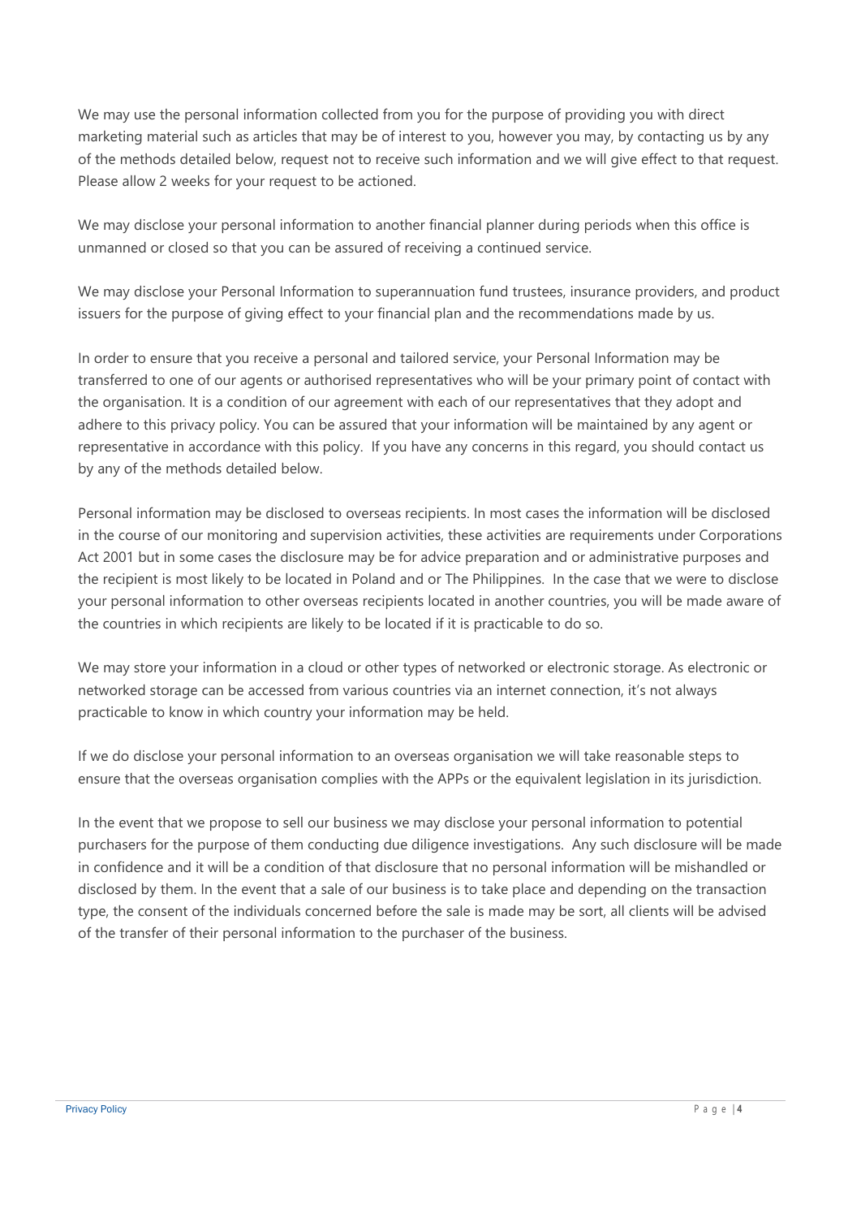We may use the personal information collected from you for the purpose of providing you with direct marketing material such as articles that may be of interest to you, however you may, by contacting us by any of the methods detailed below, request not to receive such information and we will give effect to that request. Please allow 2 weeks for your request to be actioned.

We may disclose your personal information to another financial planner during periods when this office is unmanned or closed so that you can be assured of receiving a continued service.

We may disclose your Personal Information to superannuation fund trustees, insurance providers, and product issuers for the purpose of giving effect to your financial plan and the recommendations made by us.

In order to ensure that you receive a personal and tailored service, your Personal Information may be transferred to one of our agents or authorised representatives who will be your primary point of contact with the organisation. It is a condition of our agreement with each of our representatives that they adopt and adhere to this privacy policy. You can be assured that your information will be maintained by any agent or representative in accordance with this policy. If you have any concerns in this regard, you should contact us by any of the methods detailed below.

Personal information may be disclosed to overseas recipients. In most cases the information will be disclosed in the course of our monitoring and supervision activities, these activities are requirements under Corporations Act 2001 but in some cases the disclosure may be for advice preparation and or administrative purposes and the recipient is most likely to be located in Poland and or The Philippines. In the case that we were to disclose your personal information to other overseas recipients located in another countries, you will be made aware of the countries in which recipients are likely to be located if it is practicable to do so.

We may store your information in a cloud or other types of networked or electronic storage. As electronic or networked storage can be accessed from various countries via an internet connection, it's not always practicable to know in which country your information may be held.

If we do disclose your personal information to an overseas organisation we will take reasonable steps to ensure that the overseas organisation complies with the APPs or the equivalent legislation in its jurisdiction.

In the event that we propose to sell our business we may disclose your personal information to potential purchasers for the purpose of them conducting due diligence investigations. Any such disclosure will be made in confidence and it will be a condition of that disclosure that no personal information will be mishandled or disclosed by them. In the event that a sale of our business is to take place and depending on the transaction type, the consent of the individuals concerned before the sale is made may be sort, all clients will be advised of the transfer of their personal information to the purchaser of the business.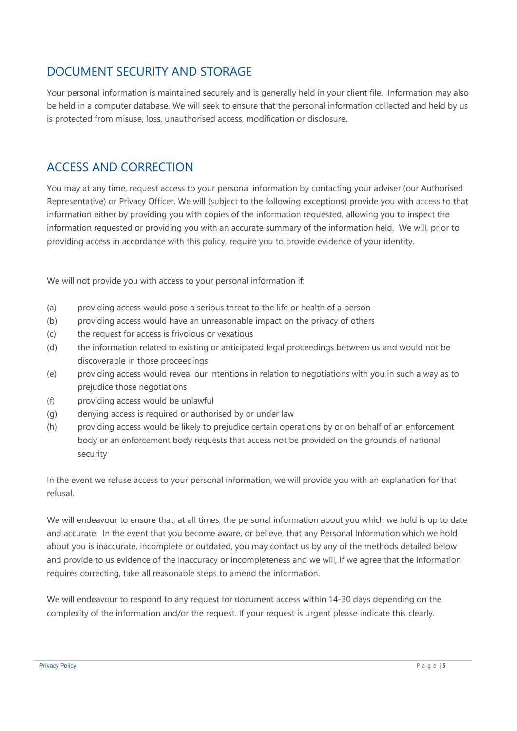## DOCUMENT SECURITY AND STORAGE

Your personal information is maintained securely and is generally held in your client file. Information may also be held in a computer database. We will seek to ensure that the personal information collected and held by us is protected from misuse, loss, unauthorised access, modification or disclosure.

## ACCESS AND CORRECTION

You may at any time, request access to your personal information by contacting your adviser (our Authorised Representative) or Privacy Officer. We will (subject to the following exceptions) provide you with access to that information either by providing you with copies of the information requested, allowing you to inspect the information requested or providing you with an accurate summary of the information held. We will, prior to providing access in accordance with this policy, require you to provide evidence of your identity.

We will not provide you with access to your personal information if:

(a) providing access would pose a serious threat to the life or health of a person

(b) providing access would have an unreasonable impact on the privacy of others

(c) the request for access is frivolous or vexatious

(d) the information related to existing or anticipated legal proceedings between us and would not be discoverable in those proceedings

(e) providing access would reveal our intentions in relation to negotiations with you in such a way as to prejudice those negotiations

(f) providing access would be unlawful

(g) denying access is required or authorised by or under law

(h) providing access would be likely to prejudice certain operations by or on behalf of an enforcement body or an enforcement body requests that access not be provided on the grounds of national security

In the event we refuse access to your personal information, we will provide you with an explanation for that refusal.

We will endeavour to ensure that, at all times, the personal information about you which we hold is up to date and accurate. In the event that you become aware, or believe, that any Personal Information which we hold about you is inaccurate, incomplete or outdated, you may contact us by any of the methods detailed below and provide to us evidence of the inaccuracy or incompleteness and we will, if we agree that the information requires correcting, take all reasonable steps to amend the information.

We will endeavour to respond to any request for document access within 14-30 days depending on the complexity of the information and/or the request. If your request is urgent please indicate this clearly.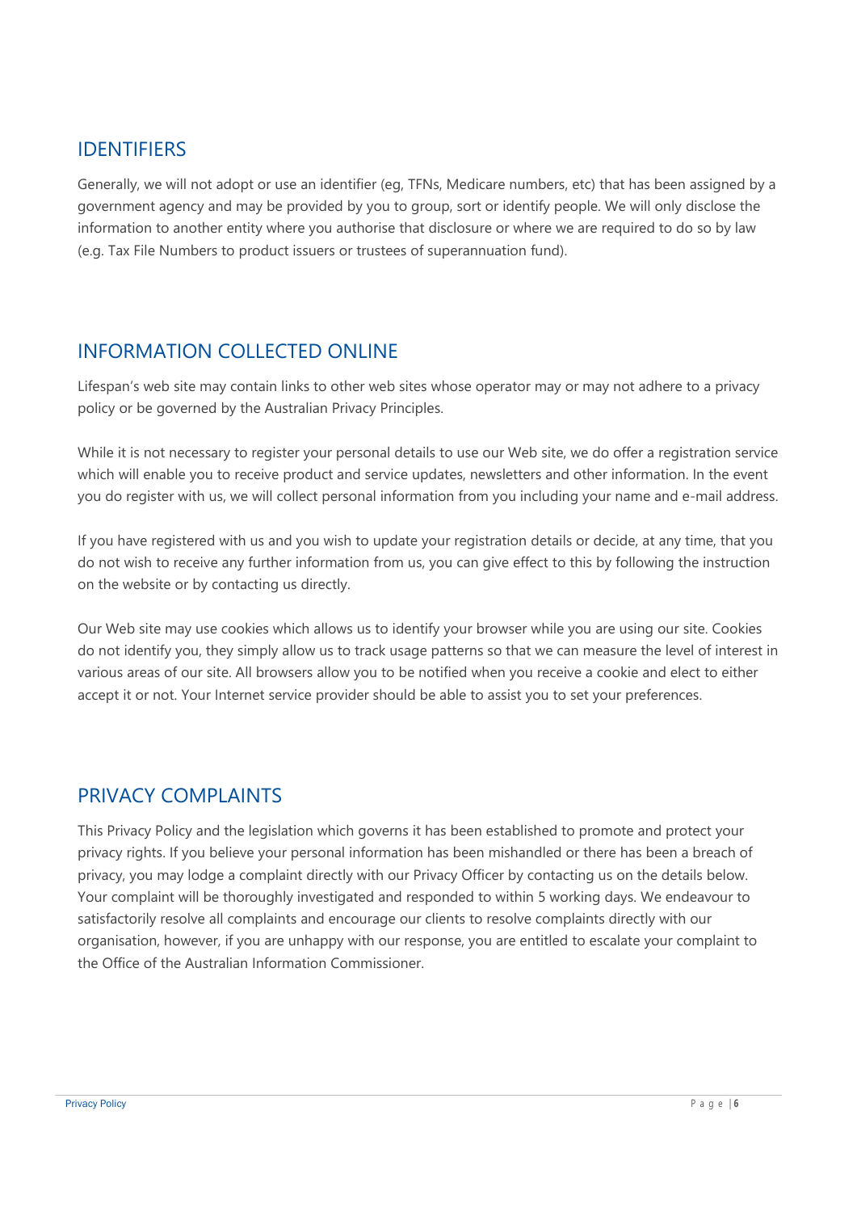## IDENTIFIERS

Generally, we will not adopt or use an identifier (eg, TFNs, Medicare numbers, etc) that has been assigned by a government agency and may be provided by you to group, sort or identify people. We will only disclose the information to another entity where you authorise that disclosure or where we are required to do so by law (e.g. Tax File Numbers to product issuers or trustees of superannuation fund).

## INFORMATION COLLECTED ONLINE

Lifespan's web site may contain links to other web sites whose operator may or may not adhere to a privacy policy or be governed by the Australian Privacy Principles.

While it is not necessary to register your personal details to use our Web site, we do offer a registration service which will enable you to receive product and service updates, newsletters and other information. In the event you do register with us, we will collect personal information from you including your name and e-mail address.

If you have registered with us and you wish to update your registration details or decide, at any time, that you do not wish to receive any further information from us, you can give effect to this by following the instruction on the website or by contacting us directly.

Our Web site may use cookies which allows us to identify your browser while you are using our site. Cookies do not identify you, they simply allow us to track usage patterns so that we can measure the level of interest in various areas of our site. All browsers allow you to be notified when you receive a cookie and elect to either accept it or not. Your Internet service provider should be able to assist you to set your preferences.

## PRIVACY COMPLAINTS

This Privacy Policy and the legislation which governs it has been established to promote and protect your privacy rights. If you believe your personal information has been mishandled or there has been a breach of privacy, you may lodge a complaint directly with our Privacy Officer by contacting us on the details below. Your complaint will be thoroughly investigated and responded to within 5 working days. We endeavour to satisfactorily resolve all complaints and encourage our clients to resolve complaints directly with our organisation, however, if you are unhappy with our response, you are entitled to escalate your complaint to the Office of the Australian Information Commissioner.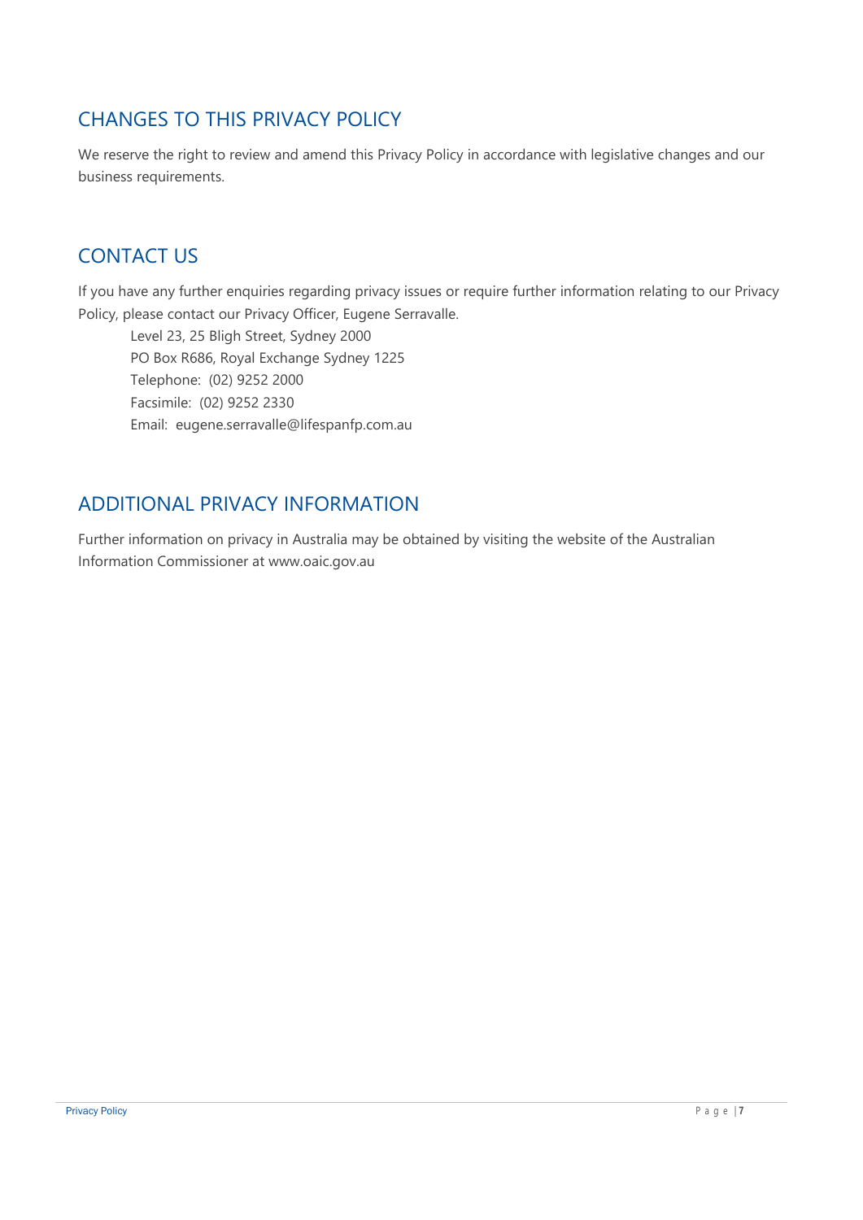## CHANGES TO THIS PRIVACY POLICY

We reserve the right to review and amend this Privacy Policy in accordance with legislative changes and our business requirements.

## CONTACT US

If you have any further enquiries regarding privacy issues or require further information relating to our Privacy Policy, please contact our Privacy Officer, Eugene Serravalle.

Level 23, 25 Bligh Street, Sydney 2000
PO Box R686, Royal Exchange Sydney 1225
Telephone: (02) 9252 2000
Facsimile: (02) 9252 2330
Email: eugene.serravalle@lifespanfp.com.au

## ADDITIONAL PRIVACY INFORMATION

Further information on privacy in Australia may be obtained by visiting the website of the Australian Information Commissioner at www.oaic.gov.au